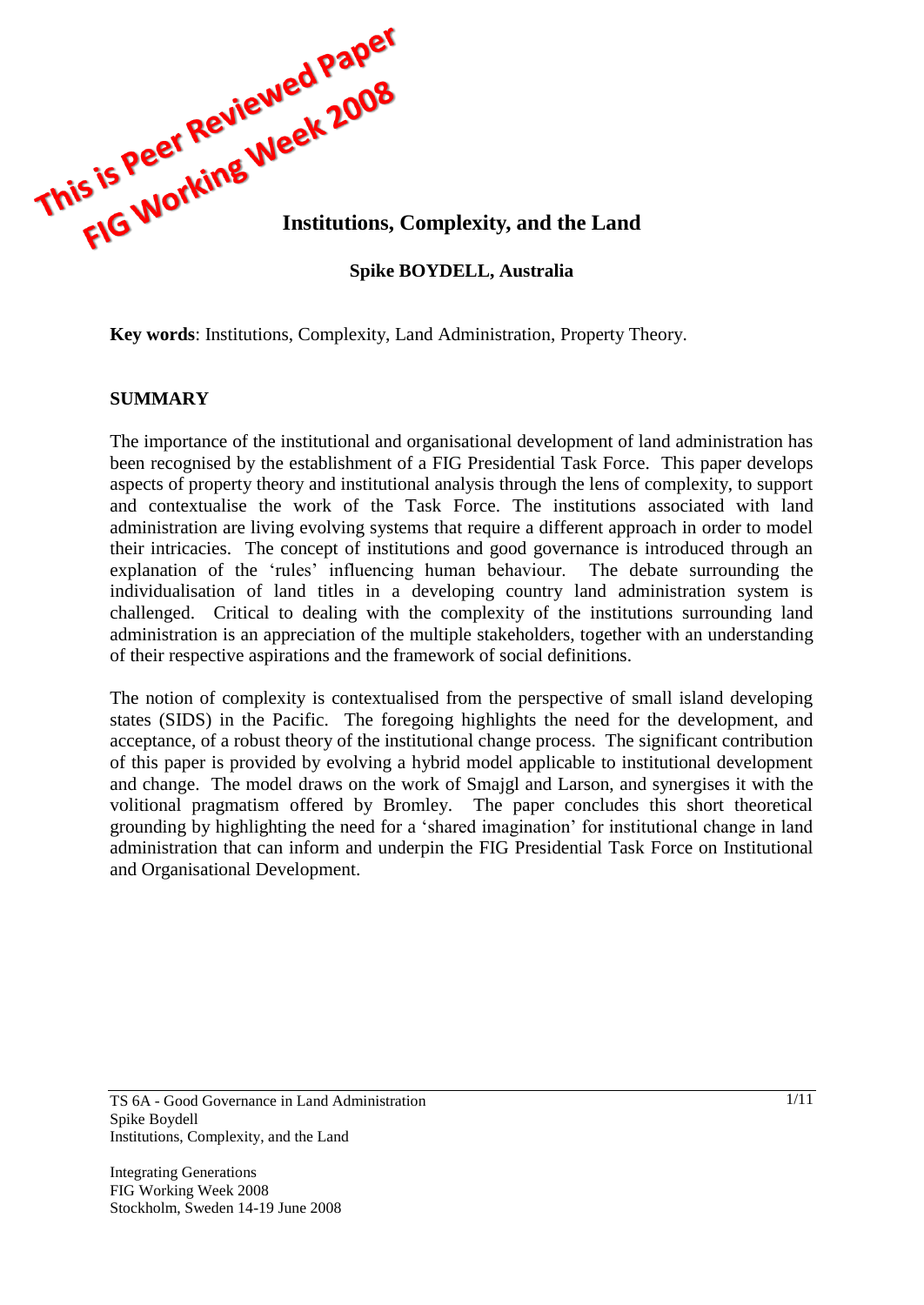This is Peer Reviewed Paper
FIG Working Week 2008

# Institutions, Complexity, and the Land

**Spike BOYDELL, Australia**

**Key words**: Institutions, Complexity, Land Administration, Property Theory.

## SUMMARY

The importance of the institutional and organisational development of land administration has been recognised by the establishment of a FIG Presidential Task Force. This paper develops aspects of property theory and institutional analysis through the lens of complexity, to support and contextualise the work of the Task Force. The institutions associated with land administration are living evolving systems that require a different approach in order to model their intricacies. The concept of institutions and good governance is introduced through an explanation of the 'rules' influencing human behaviour. The debate surrounding the individualisation of land titles in a developing country land administration system is challenged. Critical to dealing with the complexity of the institutions surrounding land administration is an appreciation of the multiple stakeholders, together with an understanding of their respective aspirations and the framework of social definitions.

The notion of complexity is contextualised from the perspective of small island developing states (SIDS) in the Pacific. The foregoing highlights the need for the development, and acceptance, of a robust theory of the institutional change process. The significant contribution of this paper is provided by evolving a hybrid model applicable to institutional development and change. The model draws on the work of Smajgl and Larson, and synergises it with the volitional pragmatism offered by Bromley. The paper concludes this short theoretical grounding by highlighting the need for a 'shared imagination' for institutional change in land administration that can inform and underpin the FIG Presidential Task Force on Institutional and Organisational Development.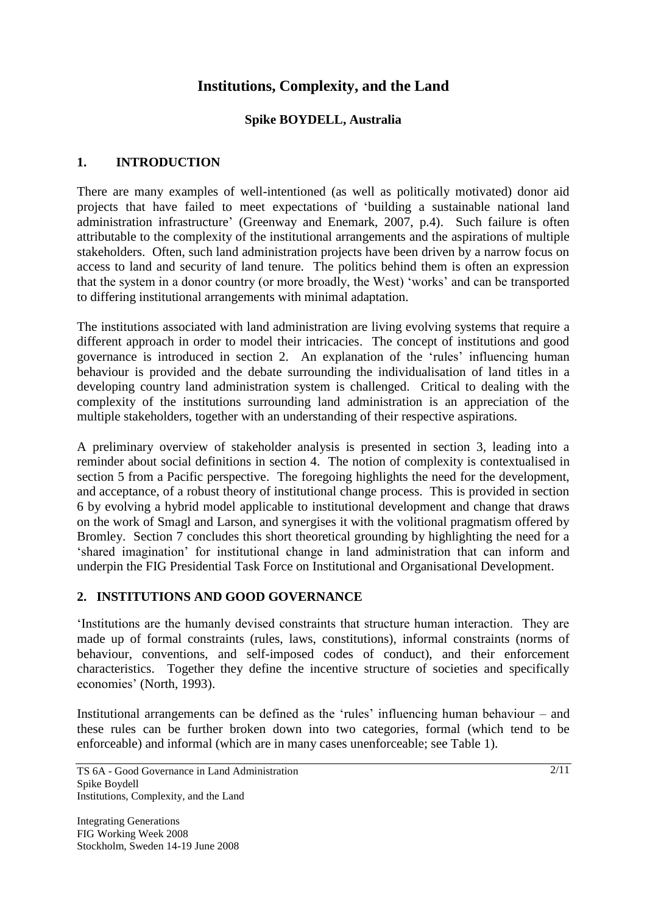# Institutions, Complexity, and the Land

**Spike BOYDELL, Australia**

## 1. INTRODUCTION

There are many examples of well-intentioned (as well as politically motivated) donor aid projects that have failed to meet expectations of 'building a sustainable national land administration infrastructure' (Greenway and Enemark, 2007, p.4). Such failure is often attributable to the complexity of the institutional arrangements and the aspirations of multiple stakeholders. Often, such land administration projects have been driven by a narrow focus on access to land and security of land tenure. The politics behind them is often an expression that the system in a donor country (or more broadly, the West) 'works' and can be transported to differing institutional arrangements with minimal adaptation.

The institutions associated with land administration are living evolving systems that require a different approach in order to model their intricacies. The concept of institutions and good governance is introduced in section 2. An explanation of the 'rules' influencing human behaviour is provided and the debate surrounding the individualisation of land titles in a developing country land administration system is challenged. Critical to dealing with the complexity of the institutions surrounding land administration is an appreciation of the multiple stakeholders, together with an understanding of their respective aspirations.

A preliminary overview of stakeholder analysis is presented in section 3, leading into a reminder about social definitions in section 4. The notion of complexity is contextualised in section 5 from a Pacific perspective. The foregoing highlights the need for the development, and acceptance, of a robust theory of institutional change process. This is provided in section 6 by evolving a hybrid model applicable to institutional development and change that draws on the work of Smagl and Larson, and synergises it with the volitional pragmatism offered by Bromley. Section 7 concludes this short theoretical grounding by highlighting the need for a 'shared imagination' for institutional change in land administration that can inform and underpin the FIG Presidential Task Force on Institutional and Organisational Development.

## 2. INSTITUTIONS AND GOOD GOVERNANCE

'Institutions are the humanly devised constraints that structure human interaction. They are made up of formal constraints (rules, laws, constitutions), informal constraints (norms of behaviour, conventions, and self-imposed codes of conduct), and their enforcement characteristics. Together they define the incentive structure of societies and specifically economies' (North, 1993).

Institutional arrangements can be defined as the 'rules' influencing human behaviour – and these rules can be further broken down into two categories, formal (which tend to be enforceable) and informal (which are in many cases unenforceable; see Table 1).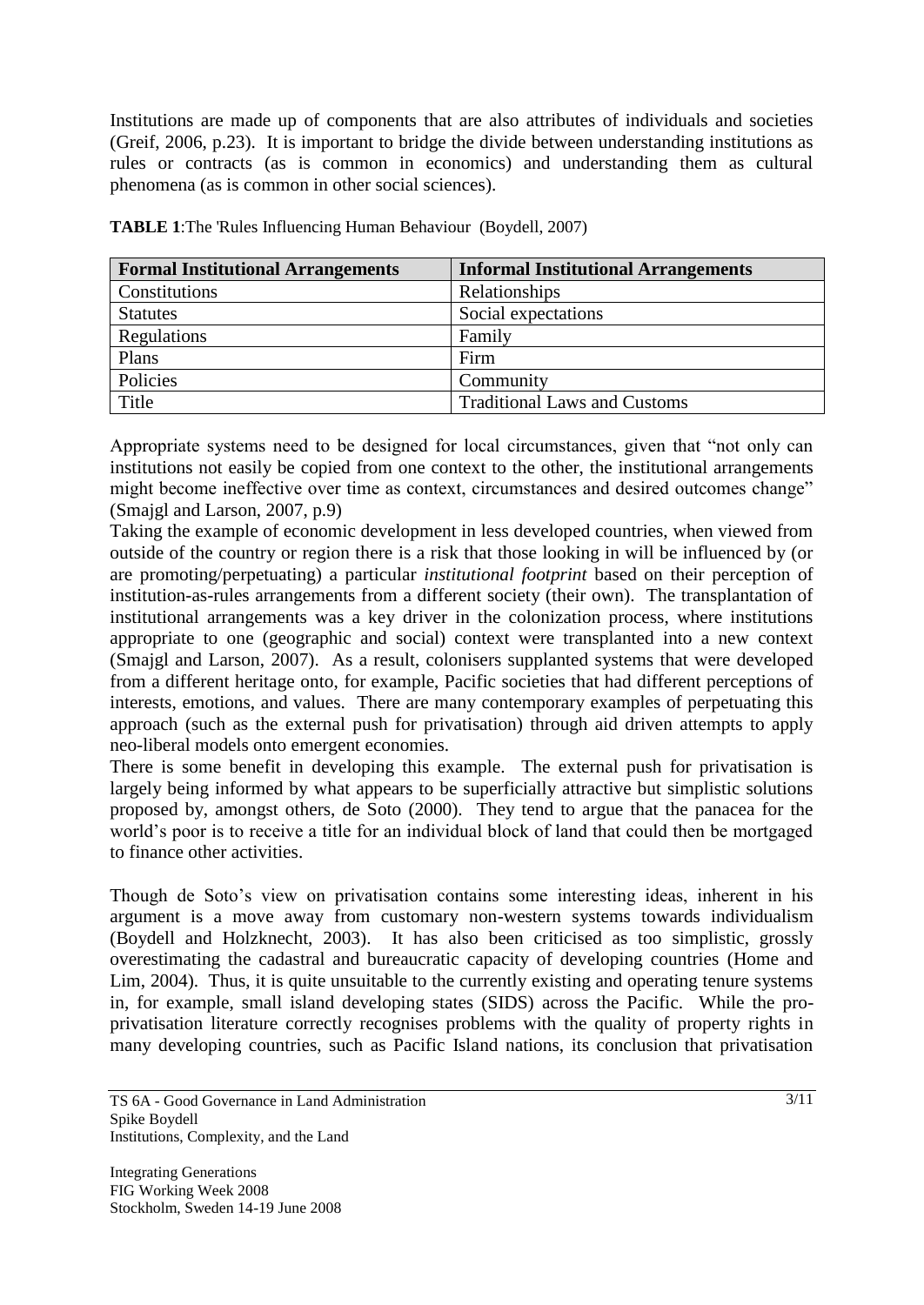Institutions are made up of components that are also attributes of individuals and societies (Greif, 2006, p.23). It is important to bridge the divide between understanding institutions as rules or contracts (as is common in economics) and understanding them as cultural phenomena (as is common in other social sciences).

**TABLE 1**:The 'Rules Influencing Human Behaviour (Boydell, 2007)

| Formal Institutional Arrangements | Informal Institutional Arrangements |
|---|---|
| Constitutions | Relationships |
| Statutes | Social expectations |
| Regulations | Family |
| Plans | Firm |
| Policies | Community |
| Title | Traditional Laws and Customs |

Appropriate systems need to be designed for local circumstances, given that "not only can institutions not easily be copied from one context to the other, the institutional arrangements might become ineffective over time as context, circumstances and desired outcomes change" (Smajgl and Larson, 2007, p.9)

Taking the example of economic development in less developed countries, when viewed from outside of the country or region there is a risk that those looking in will be influenced by (or are promoting/perpetuating) a particular *institutional footprint* based on their perception of institution-as-rules arrangements from a different society (their own). The transplantation of institutional arrangements was a key driver in the colonization process, where institutions appropriate to one (geographic and social) context were transplanted into a new context (Smajgl and Larson, 2007). As a result, colonisers supplanted systems that were developed from a different heritage onto, for example, Pacific societies that had different perceptions of interests, emotions, and values. There are many contemporary examples of perpetuating this approach (such as the external push for privatisation) through aid driven attempts to apply neo-liberal models onto emergent economies.

There is some benefit in developing this example. The external push for privatisation is largely being informed by what appears to be superficially attractive but simplistic solutions proposed by, amongst others, de Soto (2000). They tend to argue that the panacea for the world's poor is to receive a title for an individual block of land that could then be mortgaged to finance other activities.

Though de Soto's view on privatisation contains some interesting ideas, inherent in his argument is a move away from customary non-western systems towards individualism (Boydell and Holzknecht, 2003). It has also been criticised as too simplistic, grossly overestimating the cadastral and bureaucratic capacity of developing countries (Home and Lim, 2004). Thus, it is quite unsuitable to the currently existing and operating tenure systems in, for example, small island developing states (SIDS) across the Pacific. While the pro-privatisation literature correctly recognises problems with the quality of property rights in many developing countries, such as Pacific Island nations, its conclusion that privatisation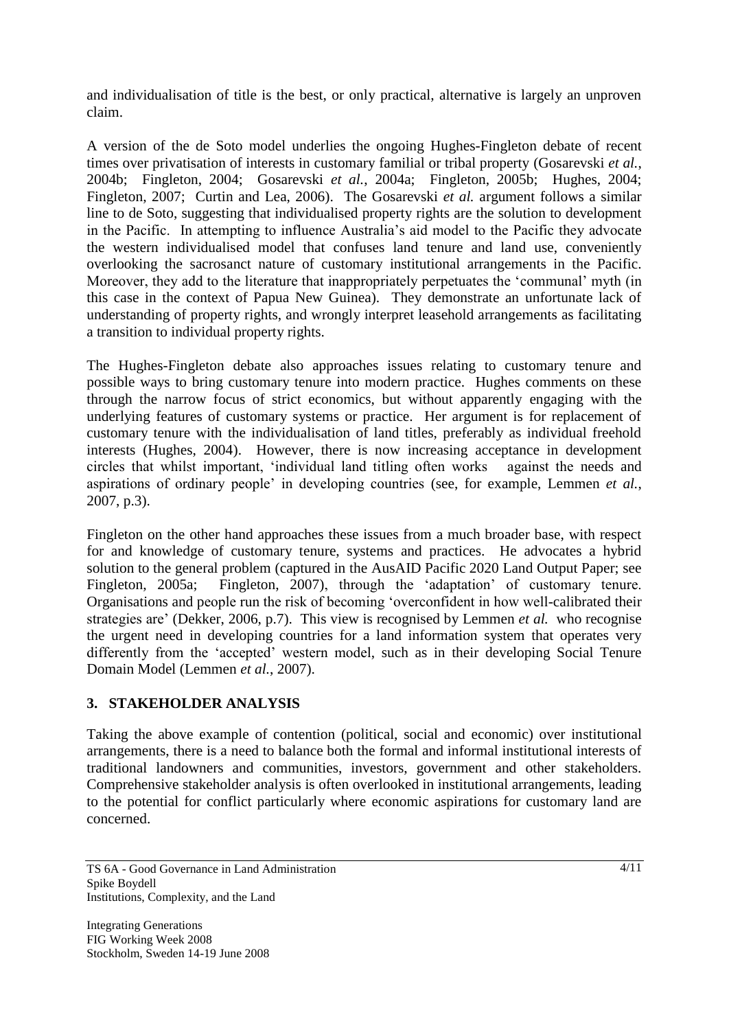and individualisation of title is the best, or only practical, alternative is largely an unproven claim.

A version of the de Soto model underlies the ongoing Hughes-Fingleton debate of recent times over privatisation of interests in customary familial or tribal property (Gosarevski *et al.*, 2004b; Fingleton, 2004; Gosarevski *et al.*, 2004a; Fingleton, 2005b; Hughes, 2004; Fingleton, 2007; Curtin and Lea, 2006). The Gosarevski *et al.* argument follows a similar line to de Soto, suggesting that individualised property rights are the solution to development in the Pacific. In attempting to influence Australia's aid model to the Pacific they advocate the western individualised model that confuses land tenure and land use, conveniently overlooking the sacrosanct nature of customary institutional arrangements in the Pacific. Moreover, they add to the literature that inappropriately perpetuates the 'communal' myth (in this case in the context of Papua New Guinea). They demonstrate an unfortunate lack of understanding of property rights, and wrongly interpret leasehold arrangements as facilitating a transition to individual property rights.

The Hughes-Fingleton debate also approaches issues relating to customary tenure and possible ways to bring customary tenure into modern practice. Hughes comments on these through the narrow focus of strict economics, but without apparently engaging with the underlying features of customary systems or practice. Her argument is for replacement of customary tenure with the individualisation of land titles, preferably as individual freehold interests (Hughes, 2004). However, there is now increasing acceptance in development circles that whilst important, 'individual land titling often works against the needs and aspirations of ordinary people' in developing countries (see, for example, Lemmen *et al.*, 2007, p.3).

Fingleton on the other hand approaches these issues from a much broader base, with respect for and knowledge of customary tenure, systems and practices. He advocates a hybrid solution to the general problem (captured in the AusAID Pacific 2020 Land Output Paper; see Fingleton, 2005a; Fingleton, 2007), through the 'adaptation' of customary tenure. Organisations and people run the risk of becoming 'overconfident in how well-calibrated their strategies are' (Dekker, 2006, p.7). This view is recognised by Lemmen *et al.* who recognise the urgent need in developing countries for a land information system that operates very differently from the 'accepted' western model, such as in their developing Social Tenure Domain Model (Lemmen *et al.*, 2007).

## 3. STAKEHOLDER ANALYSIS

Taking the above example of contention (political, social and economic) over institutional arrangements, there is a need to balance both the formal and informal institutional interests of traditional landowners and communities, investors, government and other stakeholders. Comprehensive stakeholder analysis is often overlooked in institutional arrangements, leading to the potential for conflict particularly where economic aspirations for customary land are concerned.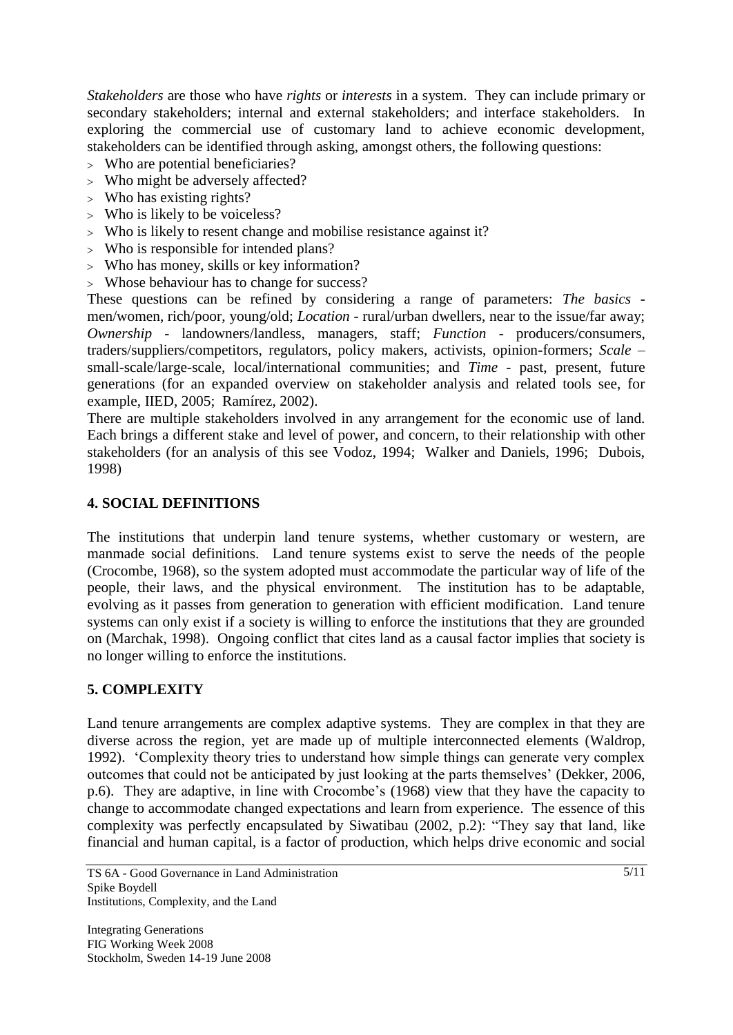*Stakeholders* are those who have *rights* or *interests* in a system. They can include primary or secondary stakeholders; internal and external stakeholders; and interface stakeholders. In exploring the commercial use of customary land to achieve economic development, stakeholders can be identified through asking, amongst others, the following questions:

- Who are potential beneficiaries?
- Who might be adversely affected?
- Who has existing rights?
- Who is likely to be voiceless?
- Who is likely to resent change and mobilise resistance against it?
- Who is responsible for intended plans?
- Who has money, skills or key information?
- Whose behaviour has to change for success?

These questions can be refined by considering a range of parameters: *The basics* - men/women, rich/poor, young/old; *Location* - rural/urban dwellers, near to the issue/far away; *Ownership* - landowners/landless, managers, staff; *Function* - producers/consumers, traders/suppliers/competitors, regulators, policy makers, activists, opinion-formers; *Scale* – small-scale/large-scale, local/international communities; and *Time* - past, present, future generations (for an expanded overview on stakeholder analysis and related tools see, for example, IIED, 2005; Ramírez, 2002).

There are multiple stakeholders involved in any arrangement for the economic use of land. Each brings a different stake and level of power, and concern, to their relationship with other stakeholders (for an analysis of this see Vodoz, 1994; Walker and Daniels, 1996; Dubois, 1998)

## 4. SOCIAL DEFINITIONS

The institutions that underpin land tenure systems, whether customary or western, are manmade social definitions. Land tenure systems exist to serve the needs of the people (Crocombe, 1968), so the system adopted must accommodate the particular way of life of the people, their laws, and the physical environment. The institution has to be adaptable, evolving as it passes from generation to generation with efficient modification. Land tenure systems can only exist if a society is willing to enforce the institutions that they are grounded on (Marchak, 1998). Ongoing conflict that cites land as a causal factor implies that society is no longer willing to enforce the institutions.

## 5. COMPLEXITY

Land tenure arrangements are complex adaptive systems. They are complex in that they are diverse across the region, yet are made up of multiple interconnected elements (Waldrop, 1992). 'Complexity theory tries to understand how simple things can generate very complex outcomes that could not be anticipated by just looking at the parts themselves' (Dekker, 2006, p.6). They are adaptive, in line with Crocombe's (1968) view that they have the capacity to change to accommodate changed expectations and learn from experience. The essence of this complexity was perfectly encapsulated by Siwatibau (2002, p.2): "They say that land, like financial and human capital, is a factor of production, which helps drive economic and social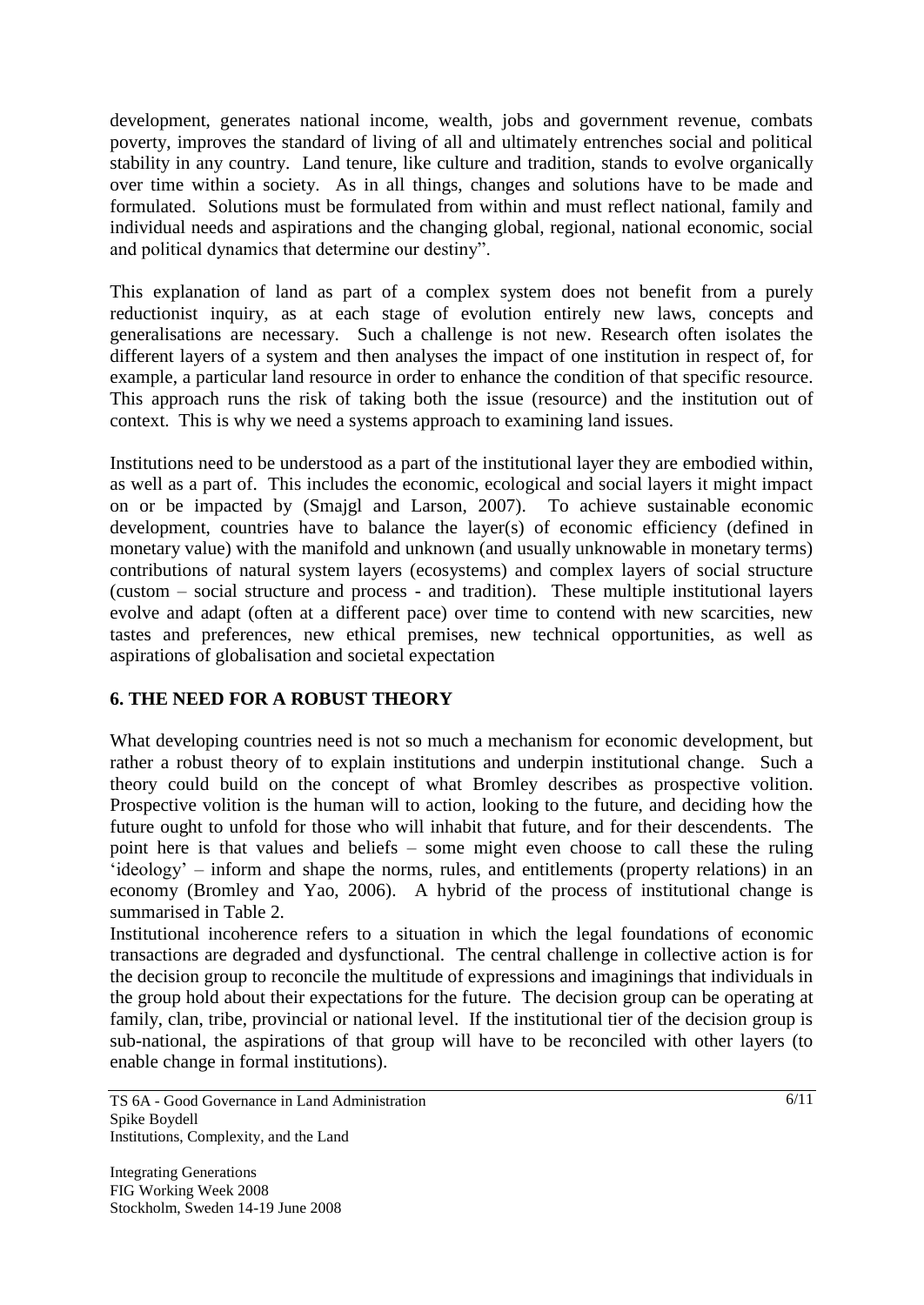development, generates national income, wealth, jobs and government revenue, combats poverty, improves the standard of living of all and ultimately entrenches social and political stability in any country. Land tenure, like culture and tradition, stands to evolve organically over time within a society. As in all things, changes and solutions have to be made and formulated. Solutions must be formulated from within and must reflect national, family and individual needs and aspirations and the changing global, regional, national economic, social and political dynamics that determine our destiny".

This explanation of land as part of a complex system does not benefit from a purely reductionist inquiry, as at each stage of evolution entirely new laws, concepts and generalisations are necessary. Such a challenge is not new. Research often isolates the different layers of a system and then analyses the impact of one institution in respect of, for example, a particular land resource in order to enhance the condition of that specific resource. This approach runs the risk of taking both the issue (resource) and the institution out of context. This is why we need a systems approach to examining land issues.

Institutions need to be understood as a part of the institutional layer they are embodied within, as well as a part of. This includes the economic, ecological and social layers it might impact on or be impacted by (Smajgl and Larson, 2007). To achieve sustainable economic development, countries have to balance the layer(s) of economic efficiency (defined in monetary value) with the manifold and unknown (and usually unknowable in monetary terms) contributions of natural system layers (ecosystems) and complex layers of social structure (custom – social structure and process - and tradition). These multiple institutional layers evolve and adapt (often at a different pace) over time to contend with new scarcities, new tastes and preferences, new ethical premises, new technical opportunities, as well as aspirations of globalisation and societal expectation

## 6. THE NEED FOR A ROBUST THEORY

What developing countries need is not so much a mechanism for economic development, but rather a robust theory of to explain institutions and underpin institutional change. Such a theory could build on the concept of what Bromley describes as prospective volition. Prospective volition is the human will to action, looking to the future, and deciding how the future ought to unfold for those who will inhabit that future, and for their descendents. The point here is that values and beliefs – some might even choose to call these the ruling 'ideology' – inform and shape the norms, rules, and entitlements (property relations) in an economy (Bromley and Yao, 2006). A hybrid of the process of institutional change is summarised in Table 2.

Institutional incoherence refers to a situation in which the legal foundations of economic transactions are degraded and dysfunctional. The central challenge in collective action is for the decision group to reconcile the multitude of expressions and imaginings that individuals in the group hold about their expectations for the future. The decision group can be operating at family, clan, tribe, provincial or national level. If the institutional tier of the decision group is sub-national, the aspirations of that group will have to be reconciled with other layers (to enable change in formal institutions).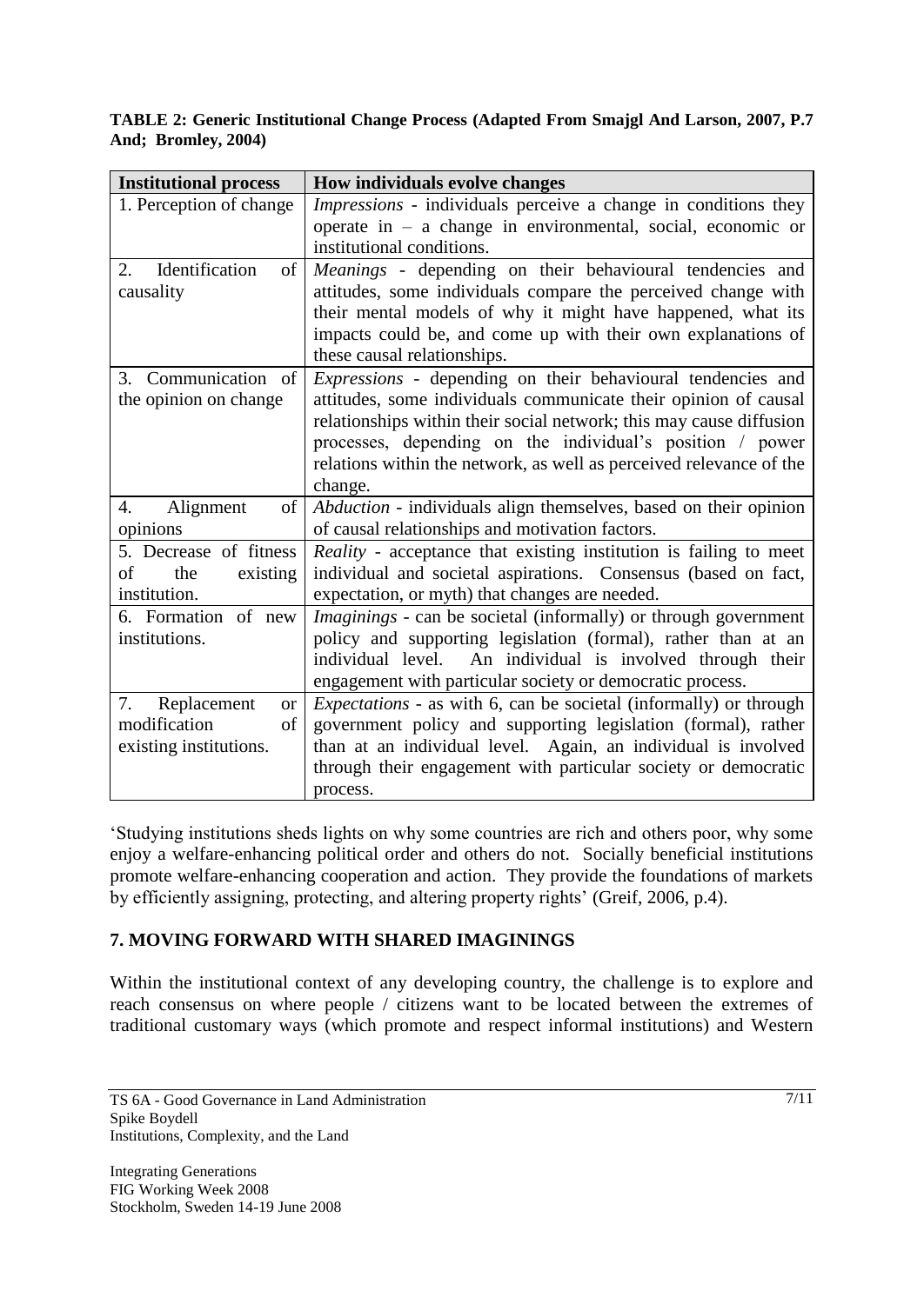**TABLE 2: Generic Institutional Change Process (Adapted From Smajgl And Larson, 2007, P.7 And; Bromley, 2004)**

| Institutional process | How individuals evolve changes |
|---|---|
| 1. Perception of change | *Impressions* - individuals perceive a change in conditions they operate in – a change in environmental, social, economic or institutional conditions. |
| 2. Identification of causality | *Meanings* - depending on their behavioural tendencies and attitudes, some individuals compare the perceived change with their mental models of why it might have happened, what its impacts could be, and come up with their own explanations of these causal relationships. |
| 3. Communication of the opinion on change | *Expressions* - depending on their behavioural tendencies and attitudes, some individuals communicate their opinion of causal relationships within their social network; this may cause diffusion processes, depending on the individual's position / power relations within the network, as well as perceived relevance of the change. |
| 4. Alignment of opinions | *Abduction* - individuals align themselves, based on their opinion of causal relationships and motivation factors. |
| 5. Decrease of fitness of the existing institution. | *Reality* - acceptance that existing institution is failing to meet individual and societal aspirations. Consensus (based on fact, expectation, or myth) that changes are needed. |
| 6. Formation of new institutions. | *Imaginings* - can be societal (informally) or through government policy and supporting legislation (formal), rather than at an individual level. An individual is involved through their engagement with particular society or democratic process. |
| 7. Replacement or modification of existing institutions. | *Expectations* - as with 6, can be societal (informally) or through government policy and supporting legislation (formal), rather than at an individual level. Again, an individual is involved through their engagement with particular society or democratic process. |

'Studying institutions sheds lights on why some countries are rich and others poor, why some enjoy a welfare-enhancing political order and others do not. Socially beneficial institutions promote welfare-enhancing cooperation and action. They provide the foundations of markets by efficiently assigning, protecting, and altering property rights' (Greif, 2006, p.4).

## 7. MOVING FORWARD WITH SHARED IMAGININGS

Within the institutional context of any developing country, the challenge is to explore and reach consensus on where people / citizens want to be located between the extremes of traditional customary ways (which promote and respect informal institutions) and Western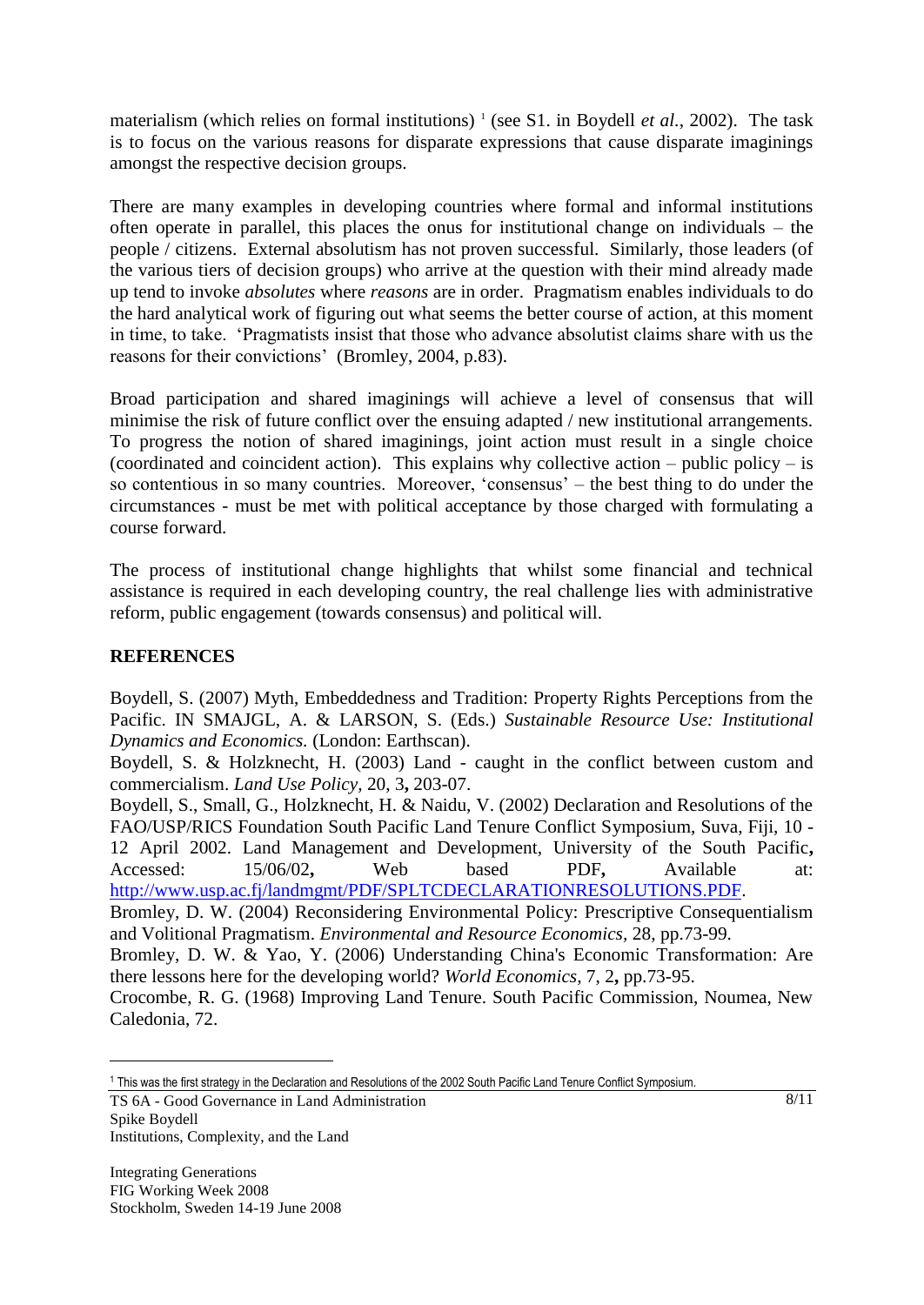materialism (which relies on formal institutions) [1] (see S1. in Boydell *et al.*, 2002). The task is to focus on the various reasons for disparate expressions that cause disparate imaginings amongst the respective decision groups.

There are many examples in developing countries where formal and informal institutions often operate in parallel, this places the onus for institutional change on individuals – the people / citizens. External absolutism has not proven successful. Similarly, those leaders (of the various tiers of decision groups) who arrive at the question with their mind already made up tend to invoke *absolutes* where *reasons* are in order. Pragmatism enables individuals to do the hard analytical work of figuring out what seems the better course of action, at this moment in time, to take. 'Pragmatists insist that those who advance absolutist claims share with us the reasons for their convictions' (Bromley, 2004, p.83).

Broad participation and shared imaginings will achieve a level of consensus that will minimise the risk of future conflict over the ensuing adapted / new institutional arrangements. To progress the notion of shared imaginings, joint action must result in a single choice (coordinated and coincident action). This explains why collective action – public policy – is so contentious in so many countries. Moreover, 'consensus' – the best thing to do under the circumstances - must be met with political acceptance by those charged with formulating a course forward.

The process of institutional change highlights that whilst some financial and technical assistance is required in each developing country, the real challenge lies with administrative reform, public engagement (towards consensus) and political will.

## REFERENCES

Boydell, S. (2007) Myth, Embeddedness and Tradition: Property Rights Perceptions from the Pacific. IN SMAJGL, A. & LARSON, S. (Eds.) *Sustainable Resource Use: Institutional Dynamics and Economics.* (London: Earthscan).

Boydell, S. & Holzknecht, H. (2003) Land - caught in the conflict between custom and commercialism. *Land Use Policy,* 20, 3**,** 203-07.

Boydell, S., Small, G., Holzknecht, H. & Naidu, V. (2002) Declaration and Resolutions of the FAO/USP/RICS Foundation South Pacific Land Tenure Conflict Symposium, Suva, Fiji, 10 - 12 April 2002. Land Management and Development, University of the South Pacific**,** Accessed: 15/06/02**,** Web based PDF**,** Available at: http://www.usp.ac.fj/landmgmt/PDF/SPLTCDECLARATIONRESOLUTIONS.PDF.

Bromley, D. W. (2004) Reconsidering Environmental Policy: Prescriptive Consequentialism and Volitional Pragmatism. *Environmental and Resource Economics,* 28, pp.73-99.

Bromley, D. W. & Yao, Y. (2006) Understanding China's Economic Transformation: Are there lessons here for the developing world? *World Economics,* 7, 2**,** pp.73-95.

Crocombe, R. G. (1968) Improving Land Tenure. South Pacific Commission, Noumea, New Caledonia, 72.

---

[1] This was the first strategy in the Declaration and Resolutions of the 2002 South Pacific Land Tenure Conflict Symposium.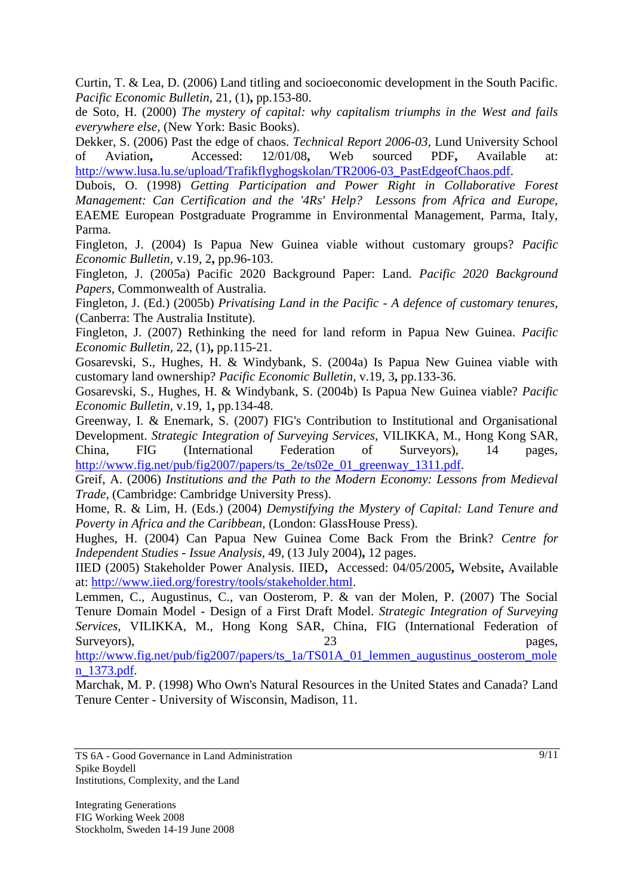Curtin, T. & Lea, D. (2006) Land titling and socioeconomic development in the South Pacific. *Pacific Economic Bulletin,* 21, (1)**,** pp.153-80.

de Soto, H. (2000) *The mystery of capital: why capitalism triumphs in the West and fails everywhere else,* (New York: Basic Books).

Dekker, S. (2006) Past the edge of chaos. *Technical Report 2006-03,* Lund University School of Aviation**,** Accessed: 12/01/08**,** Web sourced PDF**,** Available at: http://www.lusa.lu.se/upload/Trafikflyghogskolan/TR2006-03_PastEdgeofChaos.pdf.

Dubois, O. (1998) *Getting Participation and Power Right in Collaborative Forest Management: Can Certification and the '4Rs' Help? Lessons from Africa and Europe,* EAEME European Postgraduate Programme in Environmental Management, Parma, Italy, Parma.

Fingleton, J. (2004) Is Papua New Guinea viable without customary groups? *Pacific Economic Bulletin,* v.19, 2**,** pp.96-103.

Fingleton, J. (2005a) Pacific 2020 Background Paper: Land. *Pacific 2020 Background Papers,* Commonwealth of Australia.

Fingleton, J. (Ed.) (2005b) *Privatising Land in the Pacific - A defence of customary tenures,* (Canberra: The Australia Institute).

Fingleton, J. (2007) Rethinking the need for land reform in Papua New Guinea. *Pacific Economic Bulletin,* 22, (1)**,** pp.115-21.

Gosarevski, S., Hughes, H. & Windybank, S. (2004a) Is Papua New Guinea viable with customary land ownership? *Pacific Economic Bulletin,* v.19, 3**,** pp.133-36.

Gosarevski, S., Hughes, H. & Windybank, S. (2004b) Is Papua New Guinea viable? *Pacific Economic Bulletin,* v.19, 1**,** pp.134-48.

Greenway, I. & Enemark, S. (2007) FIG's Contribution to Institutional and Organisational Development. *Strategic Integration of Surveying Services,* VILIKKA, M., Hong Kong SAR, China, FIG (International Federation of Surveyors), 14 pages, http://www.fig.net/pub/fig2007/papers/ts_2e/ts02e_01_greenway_1311.pdf.

Greif, A. (2006) *Institutions and the Path to the Modern Economy: Lessons from Medieval Trade,* (Cambridge: Cambridge University Press).

Home, R. & Lim, H. (Eds.) (2004) *Demystifying the Mystery of Capital: Land Tenure and Poverty in Africa and the Caribbean,* (London: GlassHouse Press).

Hughes, H. (2004) Can Papua New Guinea Come Back From the Brink? *Centre for Independent Studies - Issue Analysis,* 49, (13 July 2004)**,** 12 pages.

IIED (2005) Stakeholder Power Analysis. IIED**,** Accessed: 04/05/2005**,** Website**,** Available at: http://www.iied.org/forestry/tools/stakeholder.html.

Lemmen, C., Augustinus, C., van Oosterom, P. & van der Molen, P. (2007) The Social Tenure Domain Model - Design of a First Draft Model. *Strategic Integration of Surveying Services,* VILIKKA, M., Hong Kong SAR, China, FIG (International Federation of Surveyors), 23 pages, http://www.fig.net/pub/fig2007/papers/ts_1a/TS01A_01_lemmen_augustinus_oosterom_molen_1373.pdf.

Marchak, M. P. (1998) Who Own's Natural Resources in the United States and Canada? Land Tenure Center - University of Wisconsin, Madison, 11.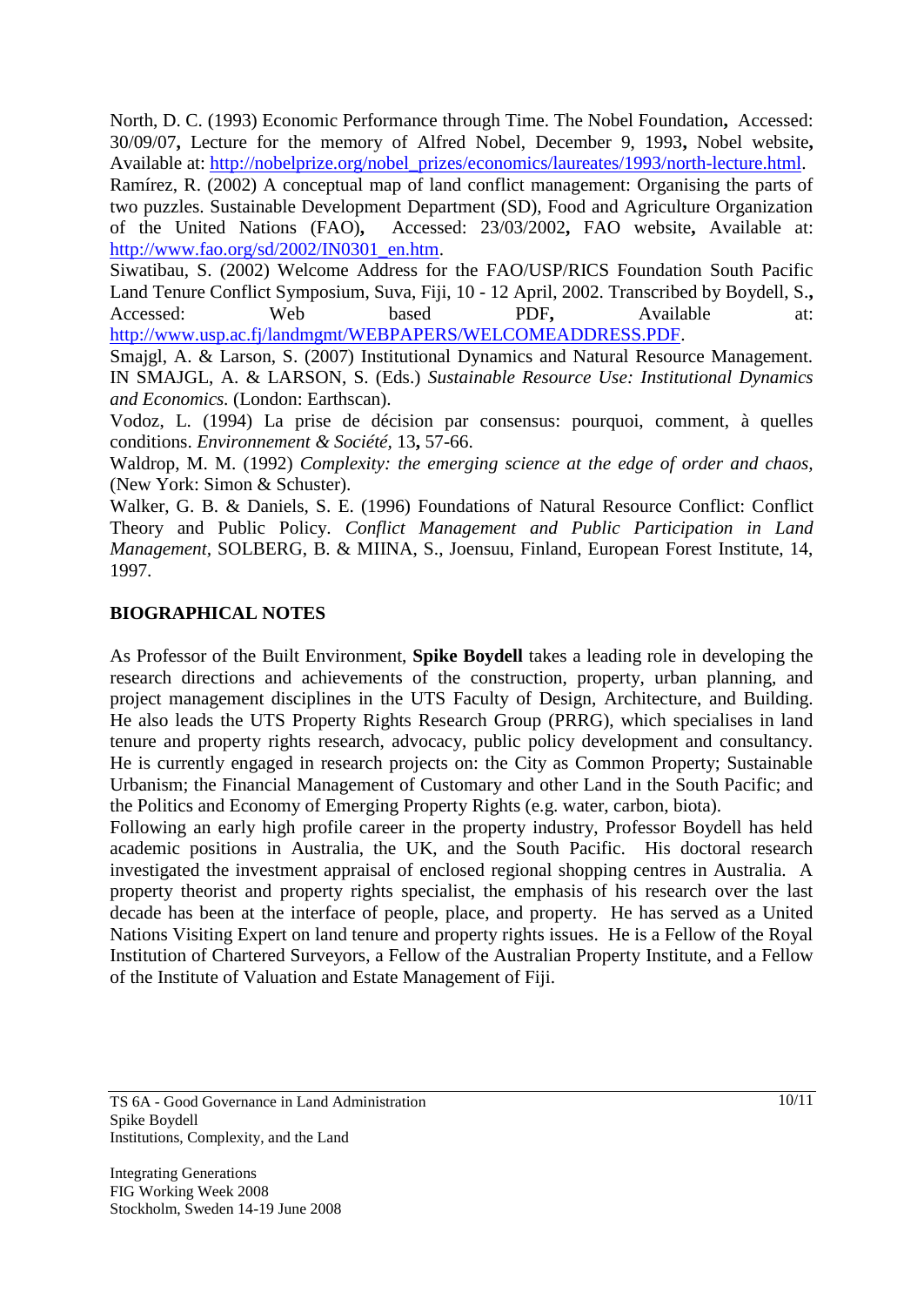North, D. C. (1993) Economic Performance through Time. The Nobel Foundation**,** Accessed: 30/09/07**,** Lecture for the memory of Alfred Nobel, December 9, 1993**,** Nobel website**,** Available at: http://nobelprize.org/nobel_prizes/economics/laureates/1993/north-lecture.html.

Ramírez, R. (2002) A conceptual map of land conflict management: Organising the parts of two puzzles. Sustainable Development Department (SD), Food and Agriculture Organization of the United Nations (FAO)**,** Accessed: 23/03/2002**,** FAO website**,** Available at: http://www.fao.org/sd/2002/IN0301_en.htm.

Siwatibau, S. (2002) Welcome Address for the FAO/USP/RICS Foundation South Pacific Land Tenure Conflict Symposium, Suva, Fiji, 10 - 12 April, 2002. Transcribed by Boydell, S.**,** Accessed: Web based PDF**,** Available at: http://www.usp.ac.fj/landmgmt/WEBPAPERS/WELCOMEADDRESS.PDF.

Smajgl, A. & Larson, S. (2007) Institutional Dynamics and Natural Resource Management. IN SMAJGL, A. & LARSON, S. (Eds.) *Sustainable Resource Use: Institutional Dynamics and Economics.* (London: Earthscan).

Vodoz, L. (1994) La prise de décision par consensus: pourquoi, comment, à quelles conditions. *Environnement & Société,* 13**,** 57-66.

Waldrop, M. M. (1992) *Complexity: the emerging science at the edge of order and chaos,* (New York: Simon & Schuster).

Walker, G. B. & Daniels, S. E. (1996) Foundations of Natural Resource Conflict: Conflict Theory and Public Policy. *Conflict Management and Public Participation in Land Management*, SOLBERG, B. & MIINA, S., Joensuu, Finland, European Forest Institute, 14, 1997.

## BIOGRAPHICAL NOTES

As Professor of the Built Environment, **Spike Boydell** takes a leading role in developing the research directions and achievements of the construction, property, urban planning, and project management disciplines in the UTS Faculty of Design, Architecture, and Building. He also leads the UTS Property Rights Research Group (PRRG), which specialises in land tenure and property rights research, advocacy, public policy development and consultancy. He is currently engaged in research projects on: the City as Common Property; Sustainable Urbanism; the Financial Management of Customary and other Land in the South Pacific; and the Politics and Economy of Emerging Property Rights (e.g. water, carbon, biota).

Following an early high profile career in the property industry, Professor Boydell has held academic positions in Australia, the UK, and the South Pacific. His doctoral research investigated the investment appraisal of enclosed regional shopping centres in Australia. A property theorist and property rights specialist, the emphasis of his research over the last decade has been at the interface of people, place, and property. He has served as a United Nations Visiting Expert on land tenure and property rights issues. He is a Fellow of the Royal Institution of Chartered Surveyors, a Fellow of the Australian Property Institute, and a Fellow of the Institute of Valuation and Estate Management of Fiji.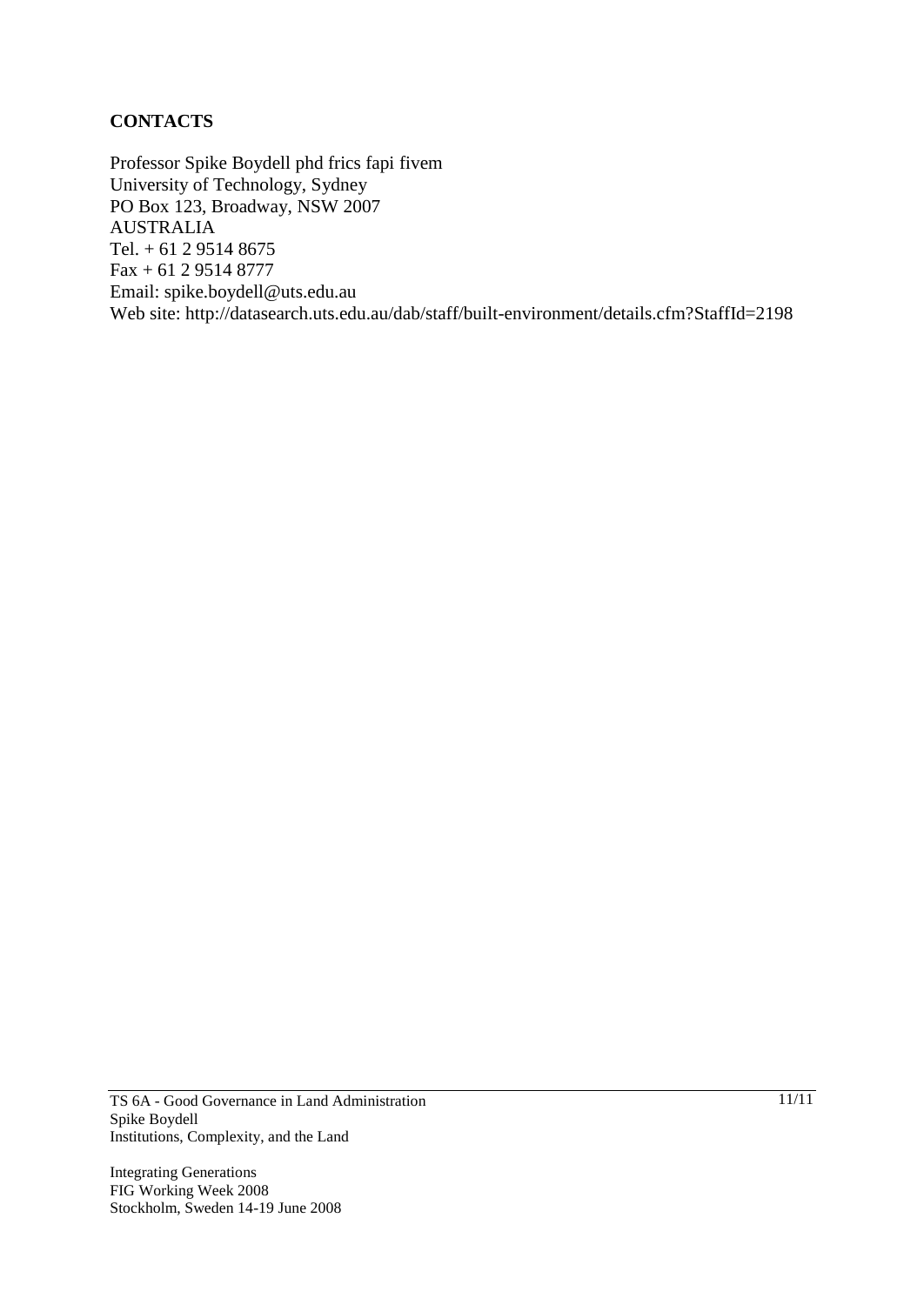## CONTACTS

Professor Spike Boydell phd frics fapi fivem
University of Technology, Sydney
PO Box 123, Broadway, NSW 2007
AUSTRALIA
Tel. + 61 2 9514 8675
Fax + 61 2 9514 8777
Email: spike.boydell@uts.edu.au
Web site: http://datasearch.uts.edu.au/dab/staff/built-environment/details.cfm?StaffId=2198